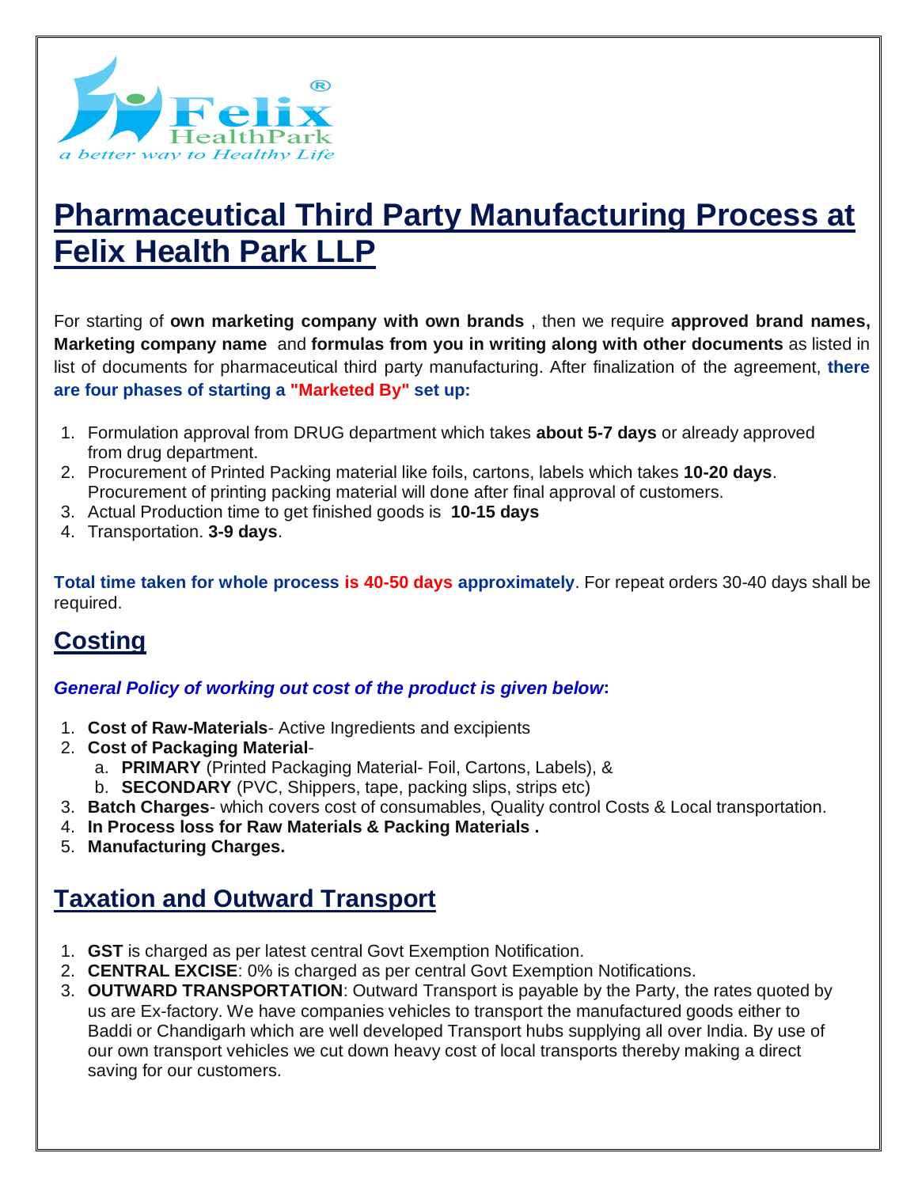# Pharmaceutical Third Party Manufacturing Process at Felix Health Park LLP

For starting of **own marketing company with own brands** , then we require **approved brand names, Marketing company name** and **formulas from you in writing along with other documents** as listed in list of documents for pharmaceutical third party manufacturing. After finalization of the agreement, **there are four phases of starting a "Marketed By" set up:**

1. Formulation approval from DRUG department which takes **about 5-7 days** or already approved from drug department.
2. Procurement of Printed Packing material like foils, cartons, labels which takes **10-20 days**. Procurement of printing packing material will done after final approval of customers.
3. Actual Production time to get finished goods is **10-15 days**
4. Transportation. **3-9 days**.

**Total time taken for whole process is 40-50 days approximately**. For repeat orders 30-40 days shall be required.

## Costing

***General Policy of working out cost of the product is given below*:**

1. **Cost of Raw-Materials**- Active Ingredients and excipients
2. **Cost of Packaging Material**-
   a. **PRIMARY** (Printed Packaging Material- Foil, Cartons, Labels), &
   b. **SECONDARY** (PVC, Shippers, tape, packing slips, strips etc)
3. **Batch Charges**- which covers cost of consumables, Quality control Costs & Local transportation.
4. **In Process loss for Raw Materials & Packing Materials .**
5. **Manufacturing Charges.**

## Taxation and Outward Transport

1. **GST** is charged as per latest central Govt Exemption Notification.
2. **CENTRAL EXCISE**: 0% is charged as per central Govt Exemption Notifications.
3. **OUTWARD TRANSPORTATION**: Outward Transport is payable by the Party, the rates quoted by us are Ex-factory. We have companies vehicles to transport the manufactured goods either to Baddi or Chandigarh which are well developed Transport hubs supplying all over India. By use of our own transport vehicles we cut down heavy cost of local transports thereby making a direct saving for our customers.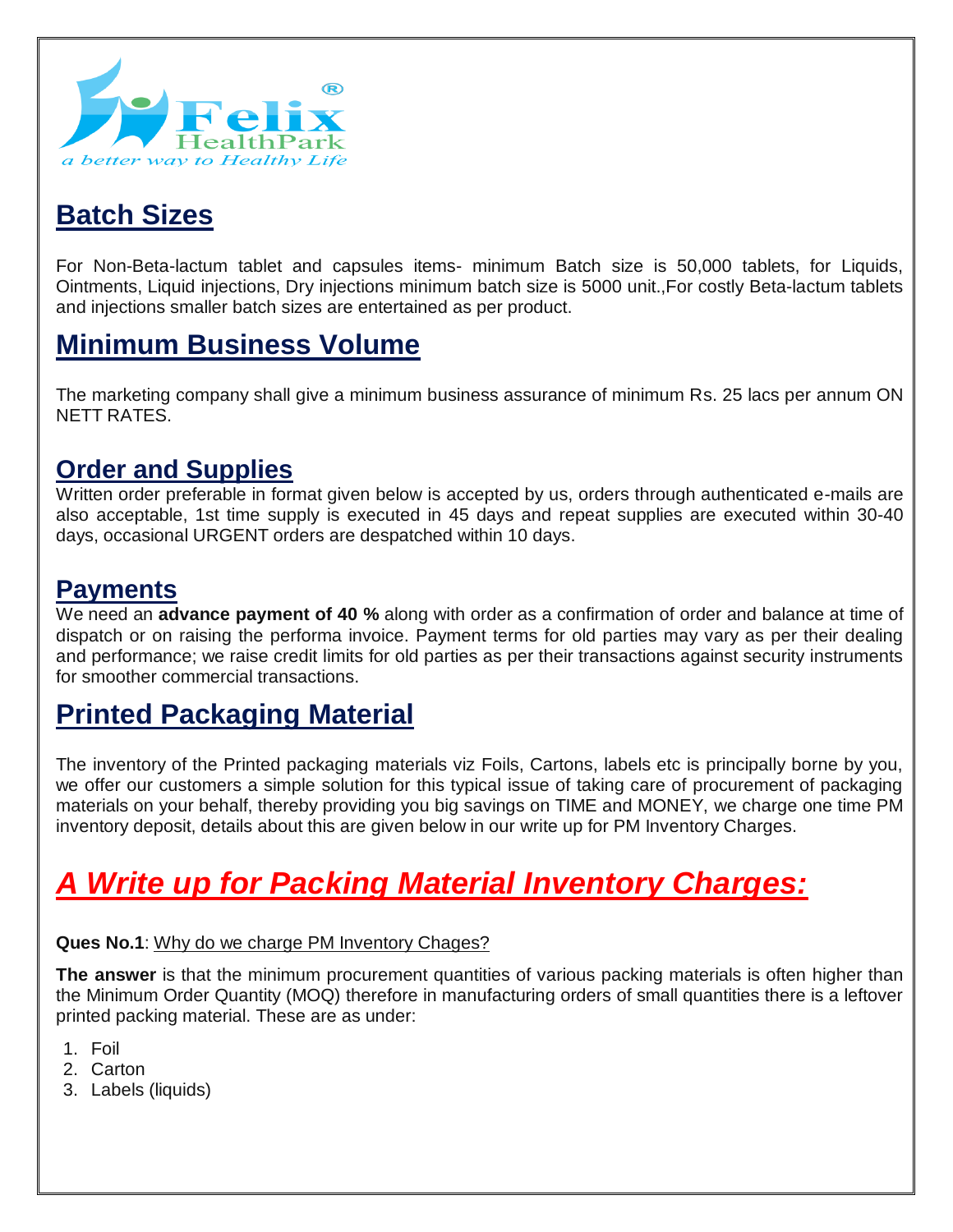Felix HealthPark
a better way to Healthy Life

## Batch Sizes

For Non-Beta-lactum tablet and capsules items- minimum Batch size is 50,000 tablets, for Liquids, Ointments, Liquid injections, Dry injections minimum batch size is 5000 unit.,For costly Beta-lactum tablets and injections smaller batch sizes are entertained as per product.

## Minimum Business Volume

The marketing company shall give a minimum business assurance of minimum Rs. 25 lacs per annum ON NETT RATES.

## Order and Supplies

Written order preferable in format given below is accepted by us, orders through authenticated e-mails are also acceptable, 1st time supply is executed in 45 days and repeat supplies are executed within 30-40 days, occasional URGENT orders are despatched within 10 days.

## Payments

We need an **advance payment of 40 %** along with order as a confirmation of order and balance at time of dispatch or on raising the performa invoice. Payment terms for old parties may vary as per their dealing and performance; we raise credit limits for old parties as per their transactions against security instruments for smoother commercial transactions.

## Printed Packaging Material

The inventory of the Printed packaging materials viz Foils, Cartons, labels etc is principally borne by you, we offer our customers a simple solution for this typical issue of taking care of procurement of packaging materials on your behalf, thereby providing you big savings on TIME and MONEY, we charge one time PM inventory deposit, details about this are given below in our write up for PM Inventory Charges.

## *A Write up for Packing Material Inventory Charges:*

**Ques No.1**: Why do we charge PM Inventory Chages?

**The answer** is that the minimum procurement quantities of various packing materials is often higher than the Minimum Order Quantity (MOQ) therefore in manufacturing orders of small quantities there is a leftover printed packing material. These are as under:

1. Foil
2. Carton
3. Labels (liquids)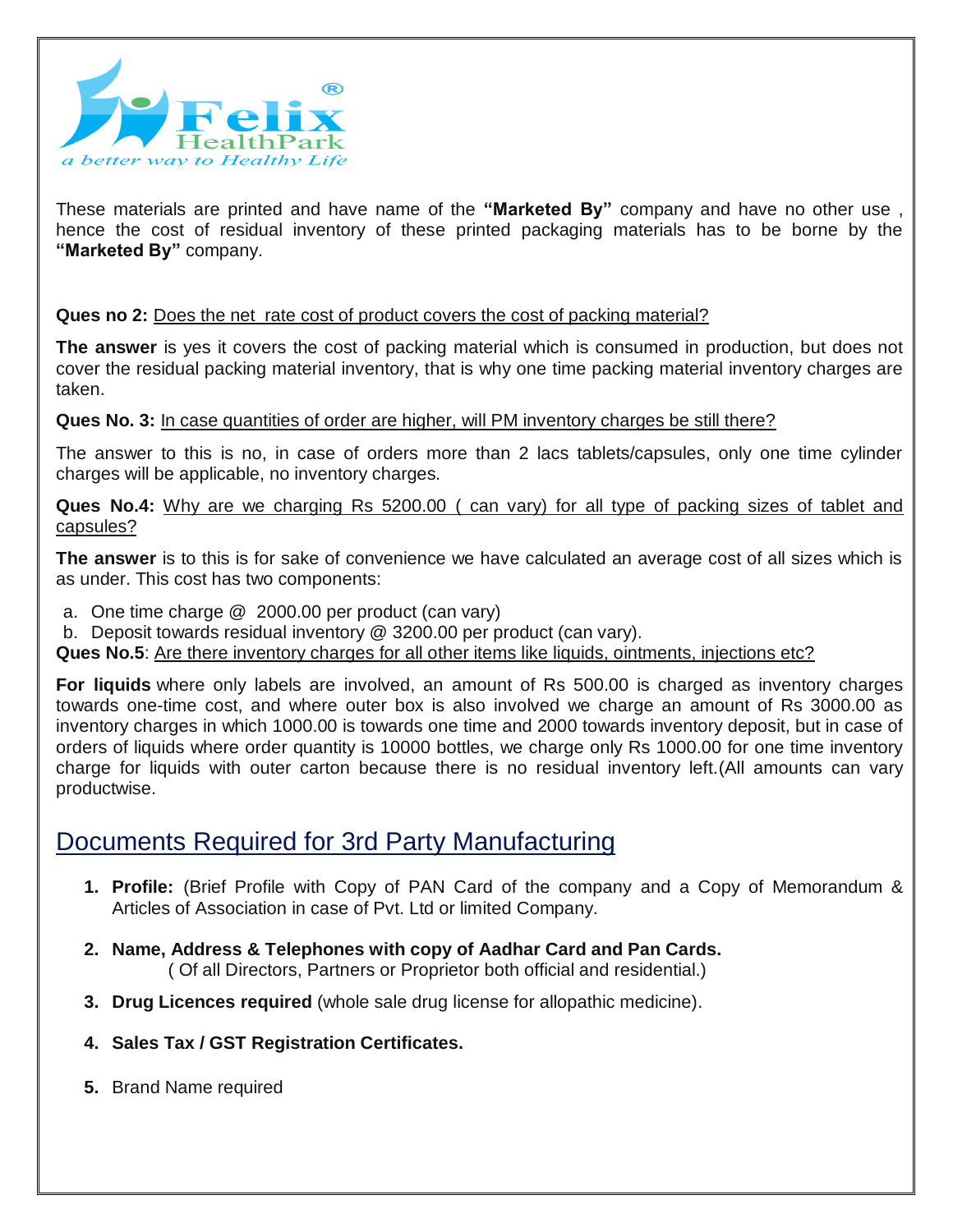These materials are printed and have name of the **"Marketed By"** company and have no other use , hence the cost of residual inventory of these printed packaging materials has to be borne by the **"Marketed By"** company.

**Ques no 2:** Does the net rate cost of product covers the cost of packing material?

**The answer** is yes it covers the cost of packing material which is consumed in production, but does not cover the residual packing material inventory, that is why one time packing material inventory charges are taken.

**Ques No. 3:** In case quantities of order are higher, will PM inventory charges be still there?

The answer to this is no, in case of orders more than 2 lacs tablets/capsules, only one time cylinder charges will be applicable, no inventory charges.

**Ques No.4:** Why are we charging Rs 5200.00 ( can vary) for all type of packing sizes of tablet and capsules?

**The answer** is to this is for sake of convenience we have calculated an average cost of all sizes which is as under. This cost has two components:

a. One time charge @ 2000.00 per product (can vary)
b. Deposit towards residual inventory @ 3200.00 per product (can vary).

**Ques No.5**: Are there inventory charges for all other items like liquids, ointments, injections etc?

**For liquids** where only labels are involved, an amount of Rs 500.00 is charged as inventory charges towards one-time cost, and where outer box is also involved we charge an amount of Rs 3000.00 as inventory charges in which 1000.00 is towards one time and 2000 towards inventory deposit, but in case of orders of liquids where order quantity is 10000 bottles, we charge only Rs 1000.00 for one time inventory charge for liquids with outer carton because there is no residual inventory left.(All amounts can vary productwise.

## Documents Required for 3rd Party Manufacturing

1. **Profile:** (Brief Profile with Copy of PAN Card of the company and a Copy of Memorandum & Articles of Association in case of Pvt. Ltd or limited Company.
2. **Name, Address & Telephones with copy of Aadhar Card and Pan Cards.** ( Of all Directors, Partners or Proprietor both official and residential.)
3. **Drug Licences required** (whole sale drug license for allopathic medicine).
4. **Sales Tax / GST Registration Certificates.**
5. Brand Name required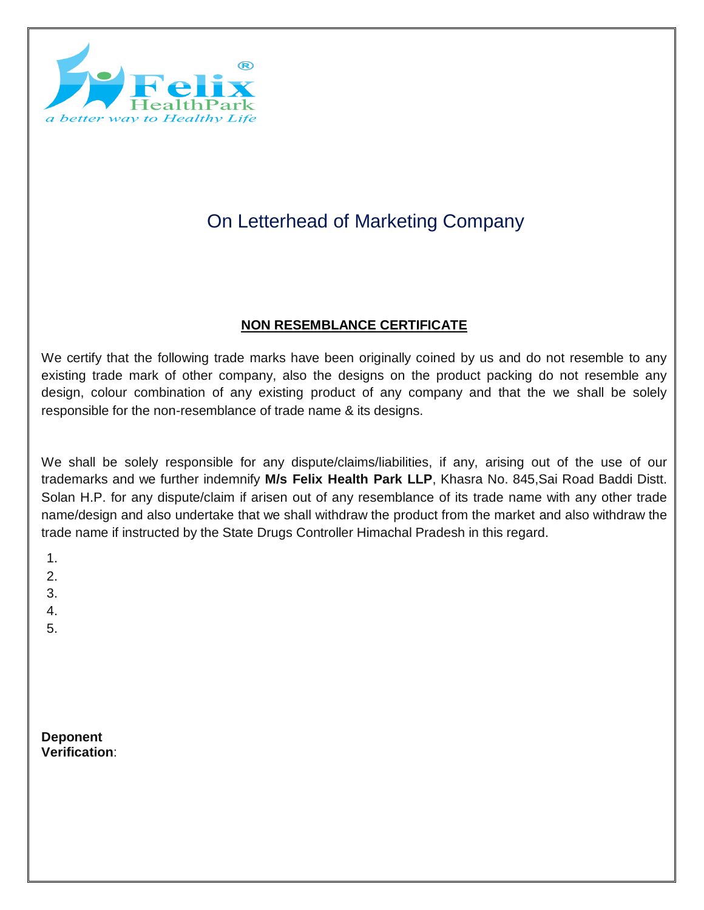On Letterhead of Marketing Company

## NON RESEMBLANCE CERTIFICATE

We certify that the following trade marks have been originally coined by us and do not resemble to any existing trade mark of other company, also the designs on the product packing do not resemble any design, colour combination of any existing product of any company and that the we shall be solely responsible for the non-resemblance of trade name & its designs.

We shall be solely responsible for any dispute/claims/liabilities, if any, arising out of the use of our trademarks and we further indemnify **M/s Felix Health Park LLP**, Khasra No. 845,Sai Road Baddi Distt. Solan H.P. for any dispute/claim if arisen out of any resemblance of its trade name with any other trade name/design and also undertake that we shall withdraw the product from the market and also withdraw the trade name if instructed by the State Drugs Controller Himachal Pradesh in this regard.

1.
2.
3.
4.
5.

**Deponent**
**Verification**: